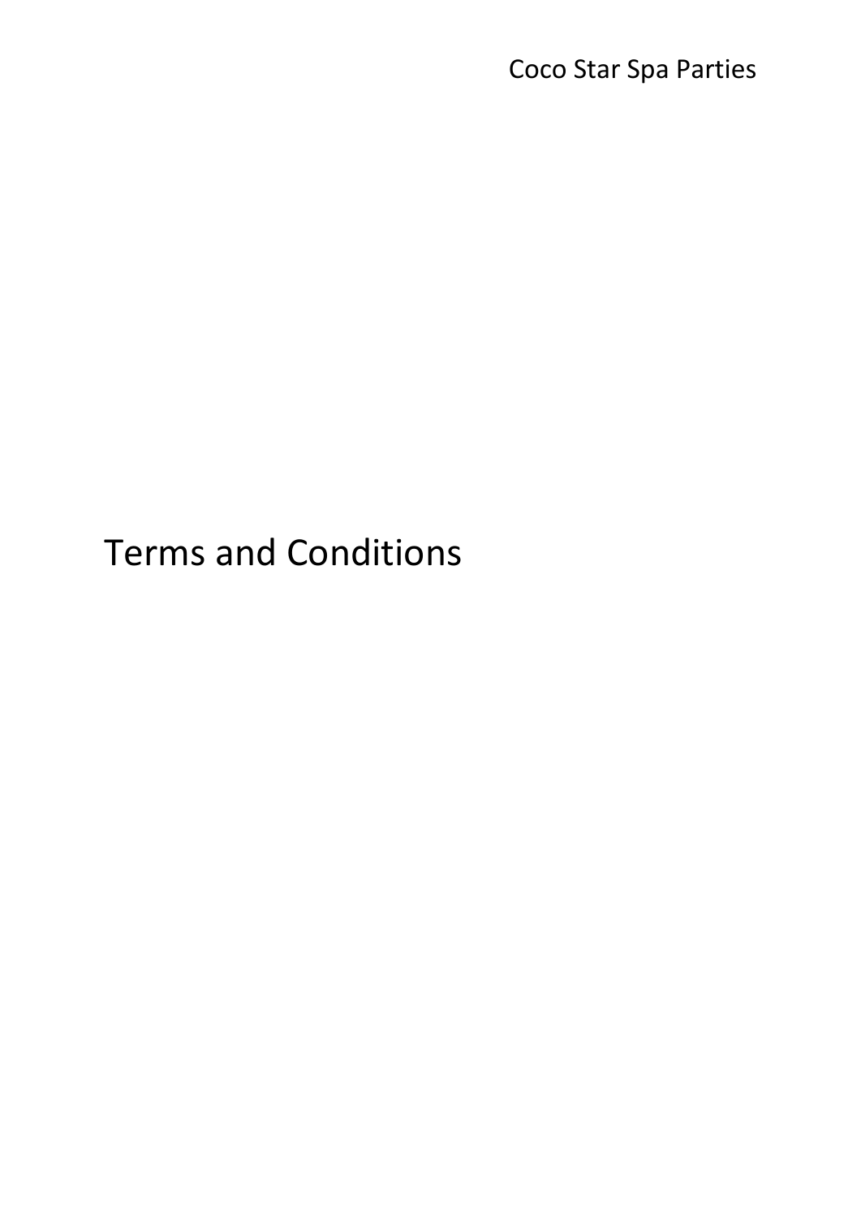Coco Star Spa Parties

# Terms and Conditions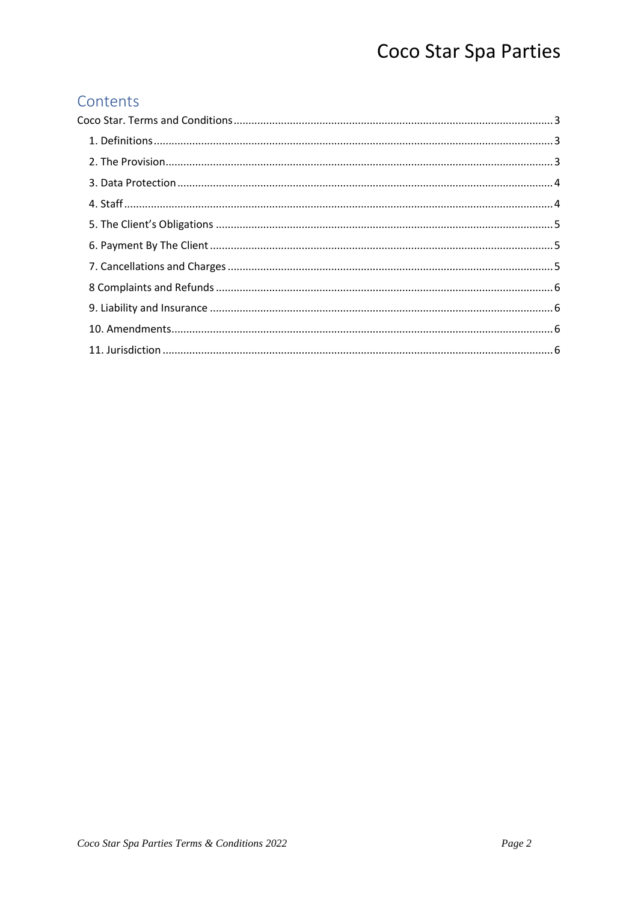## Contents

Coco Star. Terms and Conditions ........ 3

- 1. Definitions ........ 3
- 2. The Provision ........ 3
- 3. Data Protection ........ 4
- 4. Staff ........ 4
- 5. The Client's Obligations ........ 5
- 6. Payment By The Client ........ 5
- 7. Cancellations and Charges ........ 5
- 8 Complaints and Refunds ........ 6
- 9. Liability and Insurance ........ 6
- 10. Amendments ........ 6
- 11. Jurisdiction ........ 6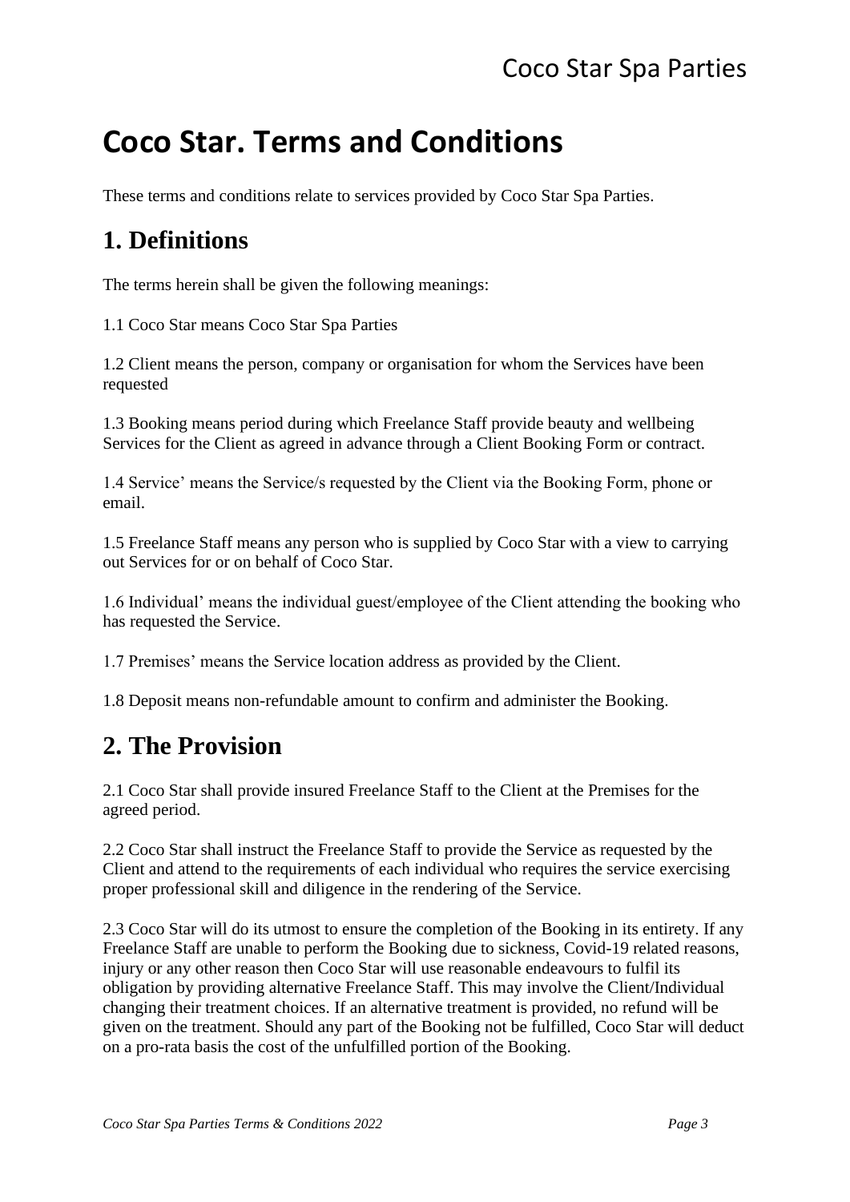# Coco Star. Terms and Conditions

These terms and conditions relate to services provided by Coco Star Spa Parties.

## 1. Definitions

The terms herein shall be given the following meanings:

1.1 Coco Star means Coco Star Spa Parties

1.2 Client means the person, company or organisation for whom the Services have been requested

1.3 Booking means period during which Freelance Staff provide beauty and wellbeing Services for the Client as agreed in advance through a Client Booking Form or contract.

1.4 Service' means the Service/s requested by the Client via the Booking Form, phone or email.

1.5 Freelance Staff means any person who is supplied by Coco Star with a view to carrying out Services for or on behalf of Coco Star.

1.6 Individual' means the individual guest/employee of the Client attending the booking who has requested the Service.

1.7 Premises' means the Service location address as provided by the Client.

1.8 Deposit means non-refundable amount to confirm and administer the Booking.

## 2. The Provision

2.1 Coco Star shall provide insured Freelance Staff to the Client at the Premises for the agreed period.

2.2 Coco Star shall instruct the Freelance Staff to provide the Service as requested by the Client and attend to the requirements of each individual who requires the service exercising proper professional skill and diligence in the rendering of the Service.

2.3 Coco Star will do its utmost to ensure the completion of the Booking in its entirety. If any Freelance Staff are unable to perform the Booking due to sickness, Covid-19 related reasons, injury or any other reason then Coco Star will use reasonable endeavours to fulfil its obligation by providing alternative Freelance Staff. This may involve the Client/Individual changing their treatment choices. If an alternative treatment is provided, no refund will be given on the treatment. Should any part of the Booking not be fulfilled, Coco Star will deduct on a pro-rata basis the cost of the unfulfilled portion of the Booking.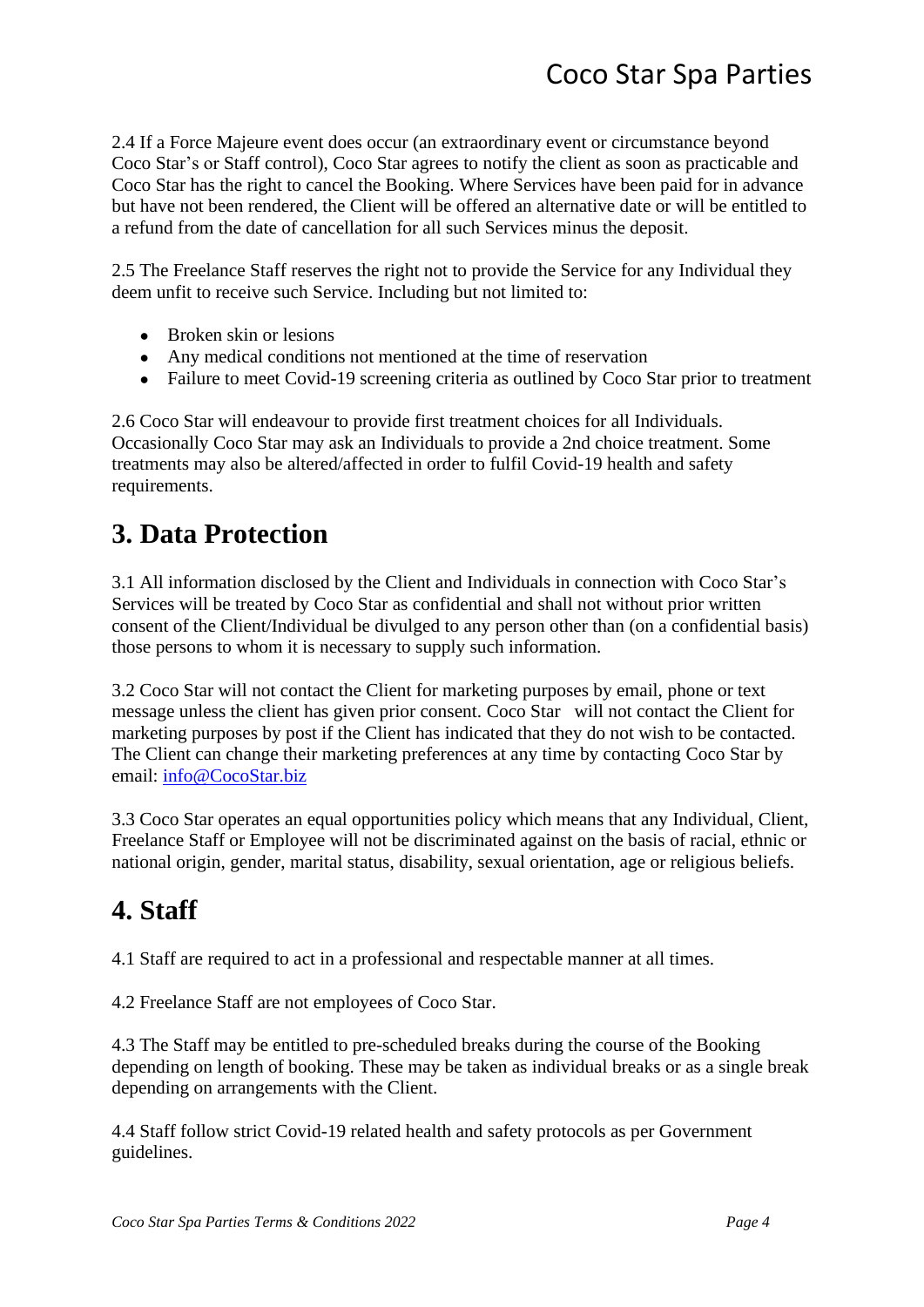2.4 If a Force Majeure event does occur (an extraordinary event or circumstance beyond Coco Star's or Staff control), Coco Star agrees to notify the client as soon as practicable and Coco Star has the right to cancel the Booking. Where Services have been paid for in advance but have not been rendered, the Client will be offered an alternative date or will be entitled to a refund from the date of cancellation for all such Services minus the deposit.

2.5 The Freelance Staff reserves the right not to provide the Service for any Individual they deem unfit to receive such Service. Including but not limited to:

- Broken skin or lesions
- Any medical conditions not mentioned at the time of reservation
- Failure to meet Covid-19 screening criteria as outlined by Coco Star prior to treatment

2.6 Coco Star will endeavour to provide first treatment choices for all Individuals. Occasionally Coco Star may ask an Individuals to provide a 2nd choice treatment. Some treatments may also be altered/affected in order to fulfil Covid-19 health and safety requirements.

## 3. Data Protection

3.1 All information disclosed by the Client and Individuals in connection with Coco Star's Services will be treated by Coco Star as confidential and shall not without prior written consent of the Client/Individual be divulged to any person other than (on a confidential basis) those persons to whom it is necessary to supply such information.

3.2 Coco Star will not contact the Client for marketing purposes by email, phone or text message unless the client has given prior consent. Coco Star will not contact the Client for marketing purposes by post if the Client has indicated that they do not wish to be contacted. The Client can change their marketing preferences at any time by contacting Coco Star by email: info@CocoStar.biz

3.3 Coco Star operates an equal opportunities policy which means that any Individual, Client, Freelance Staff or Employee will not be discriminated against on the basis of racial, ethnic or national origin, gender, marital status, disability, sexual orientation, age or religious beliefs.

## 4. Staff

4.1 Staff are required to act in a professional and respectable manner at all times.

4.2 Freelance Staff are not employees of Coco Star.

4.3 The Staff may be entitled to pre-scheduled breaks during the course of the Booking depending on length of booking. These may be taken as individual breaks or as a single break depending on arrangements with the Client.

4.4 Staff follow strict Covid-19 related health and safety protocols as per Government guidelines.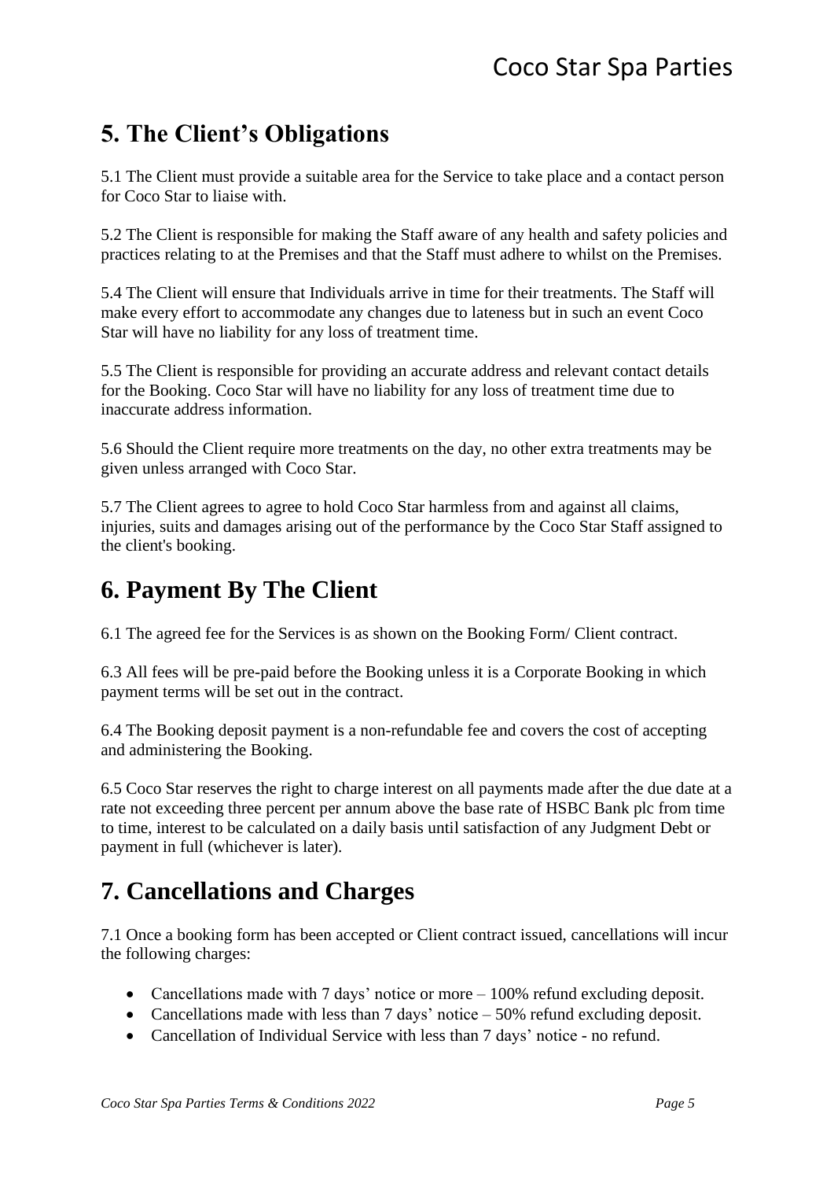## 5. The Client's Obligations

5.1 The Client must provide a suitable area for the Service to take place and a contact person for Coco Star to liaise with.

5.2 The Client is responsible for making the Staff aware of any health and safety policies and practices relating to at the Premises and that the Staff must adhere to whilst on the Premises.

5.4 The Client will ensure that Individuals arrive in time for their treatments. The Staff will make every effort to accommodate any changes due to lateness but in such an event Coco Star will have no liability for any loss of treatment time.

5.5 The Client is responsible for providing an accurate address and relevant contact details for the Booking. Coco Star will have no liability for any loss of treatment time due to inaccurate address information.

5.6 Should the Client require more treatments on the day, no other extra treatments may be given unless arranged with Coco Star.

5.7 The Client agrees to agree to hold Coco Star harmless from and against all claims, injuries, suits and damages arising out of the performance by the Coco Star Staff assigned to the client's booking.

## 6. Payment By The Client

6.1 The agreed fee for the Services is as shown on the Booking Form/ Client contract.

6.3 All fees will be pre-paid before the Booking unless it is a Corporate Booking in which payment terms will be set out in the contract.

6.4 The Booking deposit payment is a non-refundable fee and covers the cost of accepting and administering the Booking.

6.5 Coco Star reserves the right to charge interest on all payments made after the due date at a rate not exceeding three percent per annum above the base rate of HSBC Bank plc from time to time, interest to be calculated on a daily basis until satisfaction of any Judgment Debt or payment in full (whichever is later).

## 7. Cancellations and Charges

7.1 Once a booking form has been accepted or Client contract issued, cancellations will incur the following charges:

- Cancellations made with 7 days' notice or more – 100% refund excluding deposit.
- Cancellations made with less than 7 days' notice – 50% refund excluding deposit.
- Cancellation of Individual Service with less than 7 days' notice - no refund.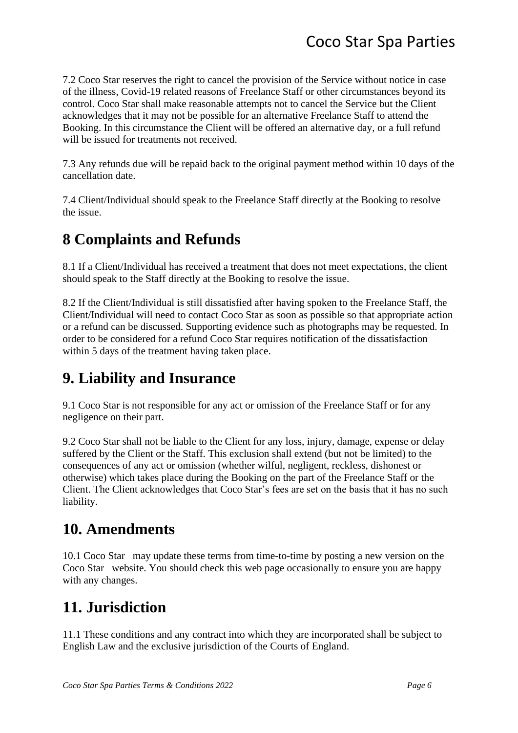7.2 Coco Star reserves the right to cancel the provision of the Service without notice in case of the illness, Covid-19 related reasons of Freelance Staff or other circumstances beyond its control. Coco Star shall make reasonable attempts not to cancel the Service but the Client acknowledges that it may not be possible for an alternative Freelance Staff to attend the Booking. In this circumstance the Client will be offered an alternative day, or a full refund will be issued for treatments not received.

7.3 Any refunds due will be repaid back to the original payment method within 10 days of the cancellation date.

7.4 Client/Individual should speak to the Freelance Staff directly at the Booking to resolve the issue.

# 8 Complaints and Refunds

8.1 If a Client/Individual has received a treatment that does not meet expectations, the client should speak to the Staff directly at the Booking to resolve the issue.

8.2 If the Client/Individual is still dissatisfied after having spoken to the Freelance Staff, the Client/Individual will need to contact Coco Star as soon as possible so that appropriate action or a refund can be discussed. Supporting evidence such as photographs may be requested. In order to be considered for a refund Coco Star requires notification of the dissatisfaction within 5 days of the treatment having taken place.

# 9. Liability and Insurance

9.1 Coco Star is not responsible for any act or omission of the Freelance Staff or for any negligence on their part.

9.2 Coco Star shall not be liable to the Client for any loss, injury, damage, expense or delay suffered by the Client or the Staff. This exclusion shall extend (but not be limited) to the consequences of any act or omission (whether wilful, negligent, reckless, dishonest or otherwise) which takes place during the Booking on the part of the Freelance Staff or the Client. The Client acknowledges that Coco Star's fees are set on the basis that it has no such liability.

# 10. Amendments

10.1 Coco Star may update these terms from time-to-time by posting a new version on the Coco Star website. You should check this web page occasionally to ensure you are happy with any changes.

# 11. Jurisdiction

11.1 These conditions and any contract into which they are incorporated shall be subject to English Law and the exclusive jurisdiction of the Courts of England.